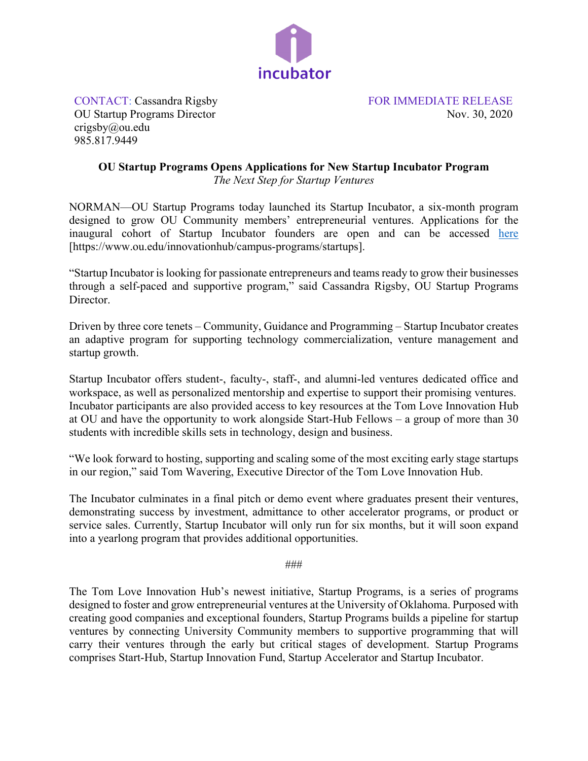incubator

CONTACT: Cassandra Rigsby
OU Startup Programs Director
crigsby@ou.edu
985.817.9449

FOR IMMEDIATE RELEASE
Nov. 30, 2020

**OU Startup Programs Opens Applications for New Startup Incubator Program**

*The Next Step for Startup Ventures*

NORMAN—OU Startup Programs today launched its Startup Incubator, a six-month program designed to grow OU Community members' entrepreneurial ventures. Applications for the inaugural cohort of Startup Incubator founders are open and can be accessed here [https://www.ou.edu/innovationhub/campus-programs/startups].

"Startup Incubator is looking for passionate entrepreneurs and teams ready to grow their businesses through a self-paced and supportive program," said Cassandra Rigsby, OU Startup Programs Director.

Driven by three core tenets – Community, Guidance and Programming – Startup Incubator creates an adaptive program for supporting technology commercialization, venture management and startup growth.

Startup Incubator offers student-, faculty-, staff-, and alumni-led ventures dedicated office and workspace, as well as personalized mentorship and expertise to support their promising ventures. Incubator participants are also provided access to key resources at the Tom Love Innovation Hub at OU and have the opportunity to work alongside Start-Hub Fellows – a group of more than 30 students with incredible skills sets in technology, design and business.

"We look forward to hosting, supporting and scaling some of the most exciting early stage startups in our region," said Tom Wavering, Executive Director of the Tom Love Innovation Hub.

The Incubator culminates in a final pitch or demo event where graduates present their ventures, demonstrating success by investment, admittance to other accelerator programs, or product or service sales. Currently, Startup Incubator will only run for six months, but it will soon expand into a yearlong program that provides additional opportunities.

###

The Tom Love Innovation Hub's newest initiative, Startup Programs, is a series of programs designed to foster and grow entrepreneurial ventures at the University of Oklahoma. Purposed with creating good companies and exceptional founders, Startup Programs builds a pipeline for startup ventures by connecting University Community members to supportive programming that will carry their ventures through the early but critical stages of development. Startup Programs comprises Start-Hub, Startup Innovation Fund, Startup Accelerator and Startup Incubator.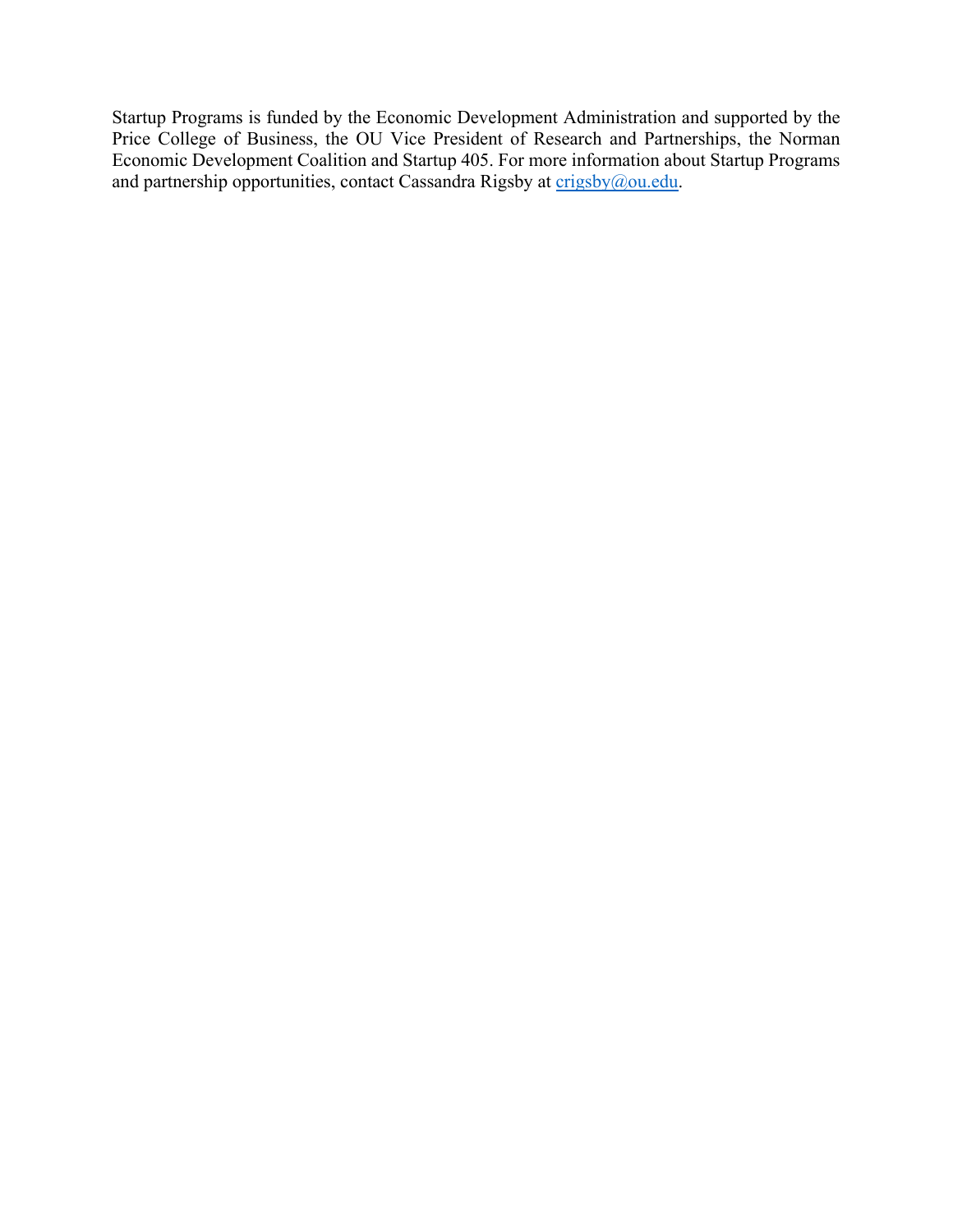Startup Programs is funded by the Economic Development Administration and supported by the Price College of Business, the OU Vice President of Research and Partnerships, the Norman Economic Development Coalition and Startup 405. For more information about Startup Programs and partnership opportunities, contact Cassandra Rigsby at crigsby@ou.edu.